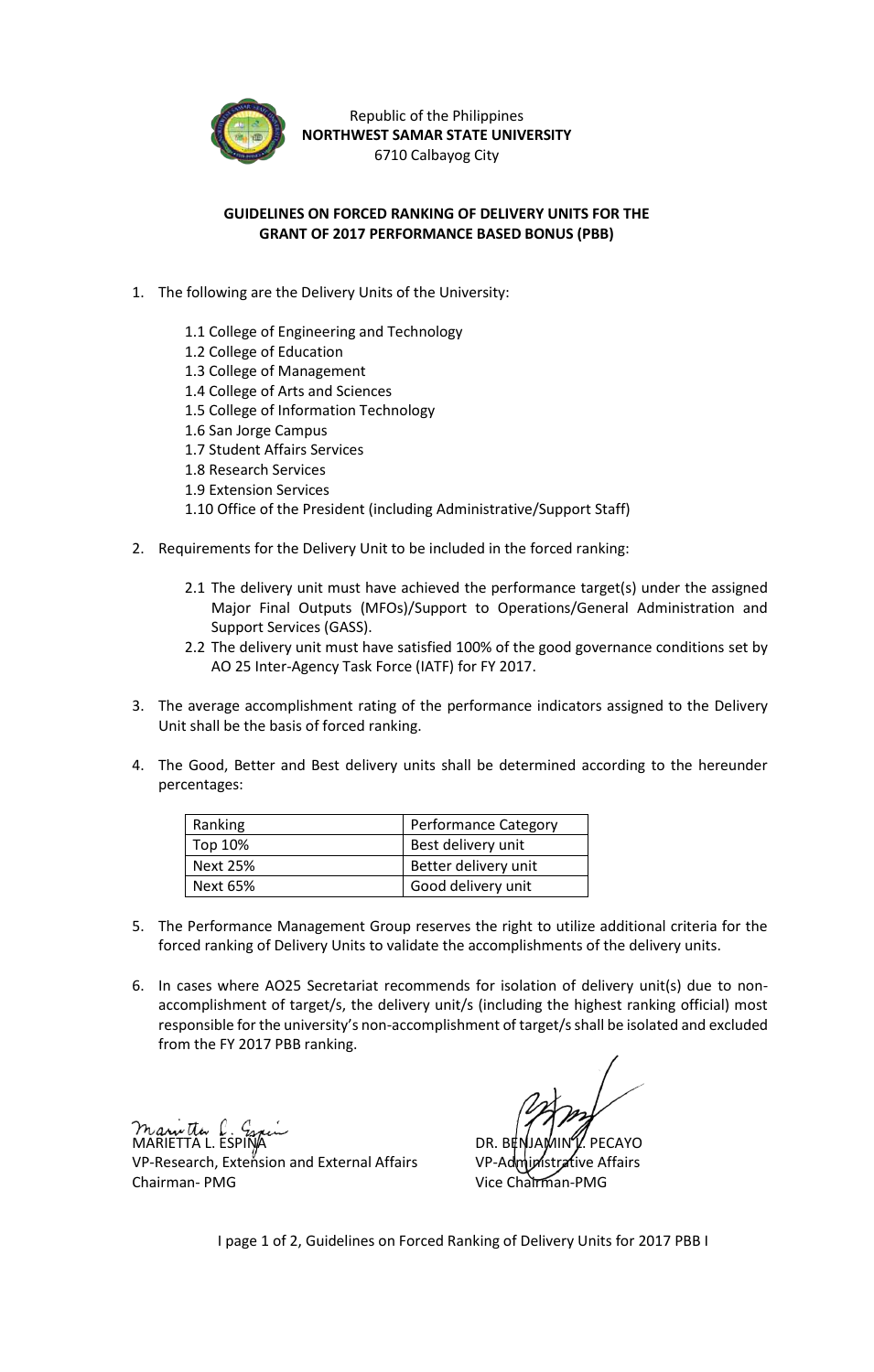Republic of the Philippines
**NORTHWEST SAMAR STATE UNIVERSITY**
6710 Calbayog City

## GUIDELINES ON FORCED RANKING OF DELIVERY UNITS FOR THE GRANT OF 2017 PERFORMANCE BASED BONUS (PBB)

1. The following are the Delivery Units of the University:

   1.1 College of Engineering and Technology
   1.2 College of Education
   1.3 College of Management
   1.4 College of Arts and Sciences
   1.5 College of Information Technology
   1.6 San Jorge Campus
   1.7 Student Affairs Services
   1.8 Research Services
   1.9 Extension Services
   1.10 Office of the President (including Administrative/Support Staff)

2. Requirements for the Delivery Unit to be included in the forced ranking:

   2.1 The delivery unit must have achieved the performance target(s) under the assigned Major Final Outputs (MFOs)/Support to Operations/General Administration and Support Services (GASS).
   2.2 The delivery unit must have satisfied 100% of the good governance conditions set by AO 25 Inter-Agency Task Force (IATF) for FY 2017.

3. The average accomplishment rating of the performance indicators assigned to the Delivery Unit shall be the basis of forced ranking.

4. The Good, Better and Best delivery units shall be determined according to the hereunder percentages:

| Ranking | Performance Category |
|---|---|
| Top 10% | Best delivery unit |
| Next 25% | Better delivery unit |
| Next 65% | Good delivery unit |

5. The Performance Management Group reserves the right to utilize additional criteria for the forced ranking of Delivery Units to validate the accomplishments of the delivery units.

6. In cases where AO25 Secretariat recommends for isolation of delivery unit(s) due to non-accomplishment of target/s, the delivery unit/s (including the highest ranking official) most responsible for the university's non-accomplishment of target/s shall be isolated and excluded from the FY 2017 PBB ranking.

MARIETTA L. ESPIÑA
VP-Research, Extension and External Affairs
Chairman- PMG

DR. BENJAMIN L. PECAYO
VP-Administrative Affairs
Vice Chairman-PMG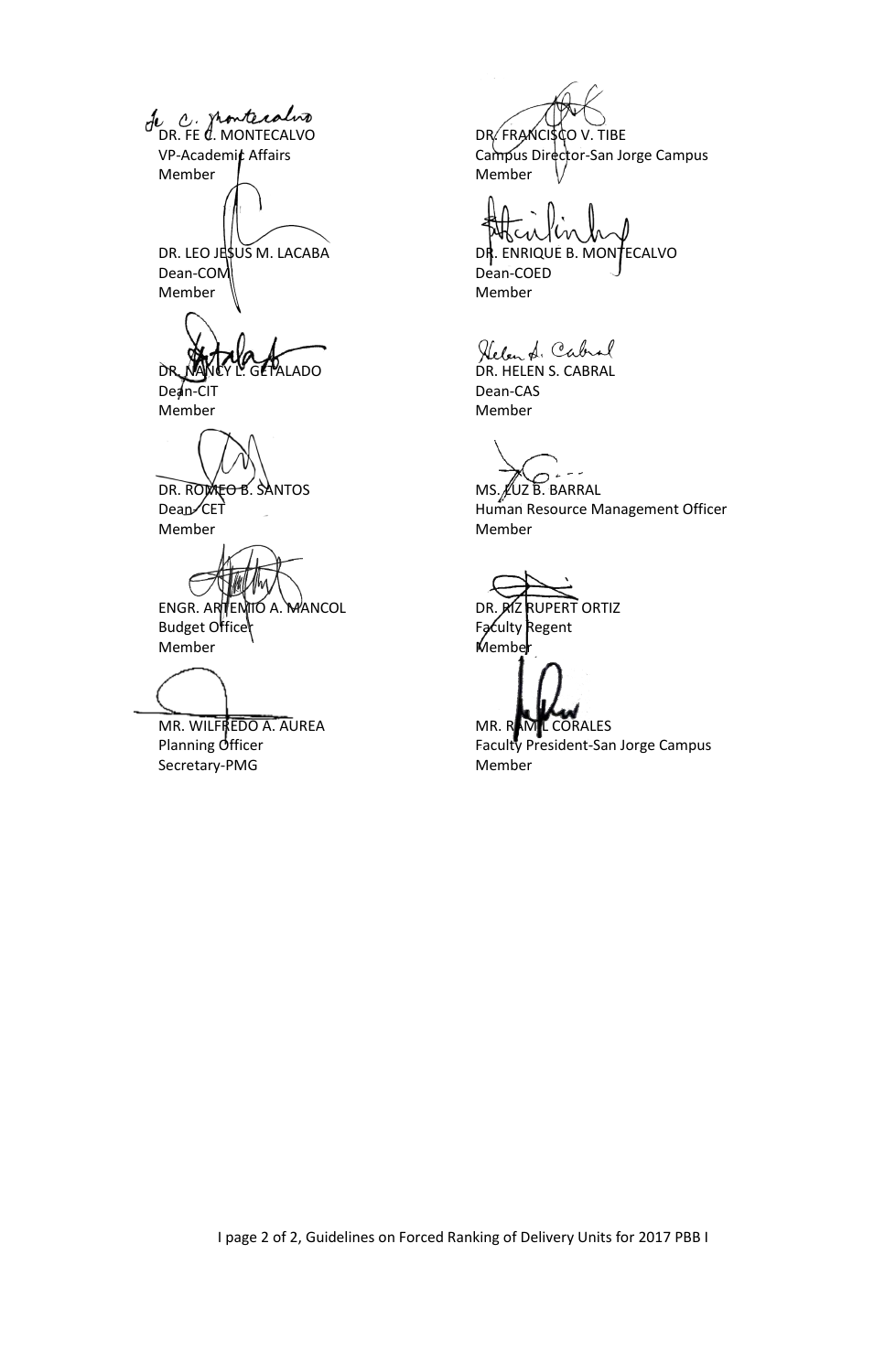DR. FE C. MONTECALVO
VP-Academic Affairs
Member

DR. FRANCISCO V. TIBE
Campus Director-San Jorge Campus
Member

DR. LEO JESUS M. LACABA
Dean-COM
Member

DR. ENRIQUE B. MONTECALVO
Dean-COED
Member

DR. NANCY L. GETALADO
Dean-CIT
Member

DR. HELEN S. CABRAL
Dean-CAS
Member

DR. ROMEO B. SANTOS
Dean-CET
Member

MS. LUZ B. BARRAL
Human Resource Management Officer
Member

ENGR. ARTEMIO A. MANCOL
Budget Officer
Member

DR. RIZ RUPERT ORTIZ
Faculty Regent
Member

MR. WILFREDO A. AUREA
Planning Officer
Secretary-PMG

MR. RAMIL CORALES
Faculty President-San Jorge Campus
Member

I page 2 of 2, Guidelines on Forced Ranking of Delivery Units for 2017 PBB I